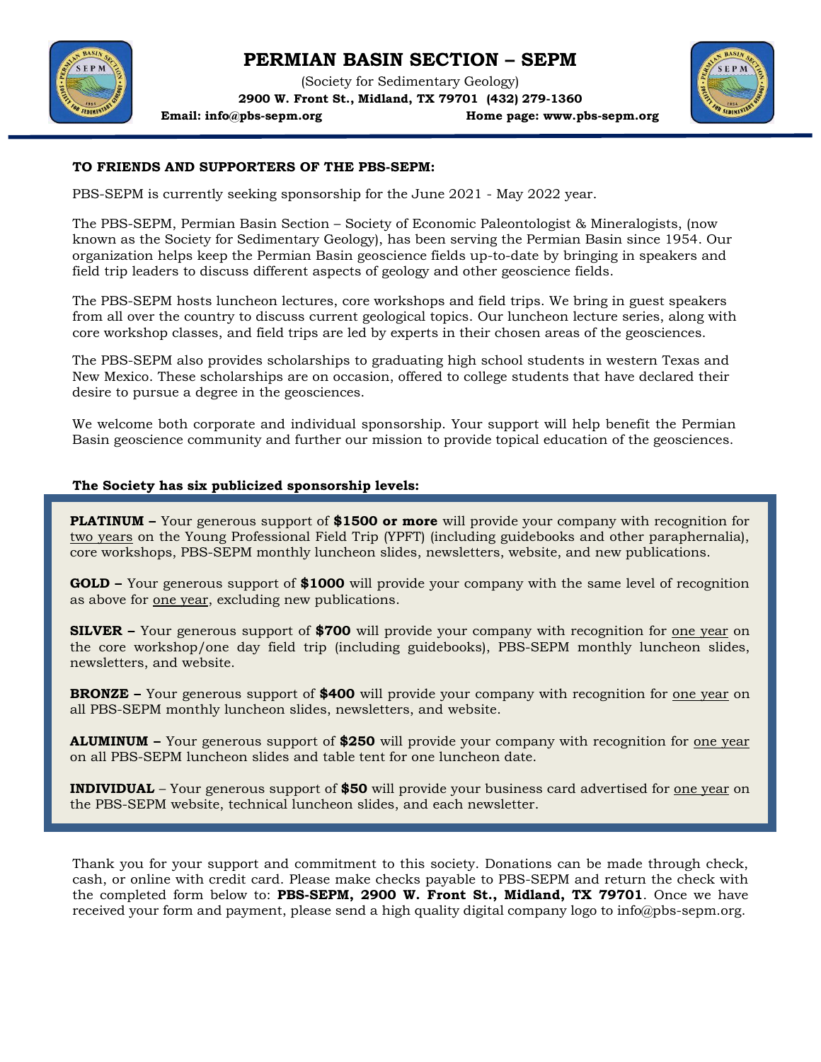# PERMIAN BASIN SECTION – SEPM

(Society for Sedimentary Geology)

**2900 W. Front St., Midland, TX 79701 (432) 279-1360**

**Email: info@pbs-sepm.org** **Home page: www.pbs-sepm.org**

**TO FRIENDS AND SUPPORTERS OF THE PBS-SEPM:**

PBS-SEPM is currently seeking sponsorship for the June 2021 - May 2022 year.

The PBS-SEPM, Permian Basin Section – Society of Economic Paleontologist & Mineralogists, (now known as the Society for Sedimentary Geology), has been serving the Permian Basin since 1954. Our organization helps keep the Permian Basin geoscience fields up-to-date by bringing in speakers and field trip leaders to discuss different aspects of geology and other geoscience fields.

The PBS-SEPM hosts luncheon lectures, core workshops and field trips. We bring in guest speakers from all over the country to discuss current geological topics. Our luncheon lecture series, along with core workshop classes, and field trips are led by experts in their chosen areas of the geosciences.

The PBS-SEPM also provides scholarships to graduating high school students in western Texas and New Mexico. These scholarships are on occasion, offered to college students that have declared their desire to pursue a degree in the geosciences.

We welcome both corporate and individual sponsorship. Your support will help benefit the Permian Basin geoscience community and further our mission to provide topical education of the geosciences.

**The Society has six publicized sponsorship levels:**

**PLATINUM –** Your generous support of **$1500 or more** will provide your company with recognition for two years on the Young Professional Field Trip (YPFT) (including guidebooks and other paraphernalia), core workshops, PBS-SEPM monthly luncheon slides, newsletters, website, and new publications.

**GOLD –** Your generous support of **$1000** will provide your company with the same level of recognition as above for one year, excluding new publications.

**SILVER –** Your generous support of **$700** will provide your company with recognition for one year on the core workshop/one day field trip (including guidebooks), PBS-SEPM monthly luncheon slides, newsletters, and website.

**BRONZE –** Your generous support of **$400** will provide your company with recognition for one year on all PBS-SEPM monthly luncheon slides, newsletters, and website.

**ALUMINUM –** Your generous support of **$250** will provide your company with recognition for one year on all PBS-SEPM luncheon slides and table tent for one luncheon date.

**INDIVIDUAL** – Your generous support of **$50** will provide your business card advertised for one year on the PBS-SEPM website, technical luncheon slides, and each newsletter.

Thank you for your support and commitment to this society. Donations can be made through check, cash, or online with credit card. Please make checks payable to PBS-SEPM and return the check with the completed form below to: **PBS-SEPM, 2900 W. Front St., Midland, TX 79701**. Once we have received your form and payment, please send a high quality digital company logo to info@pbs-sepm.org.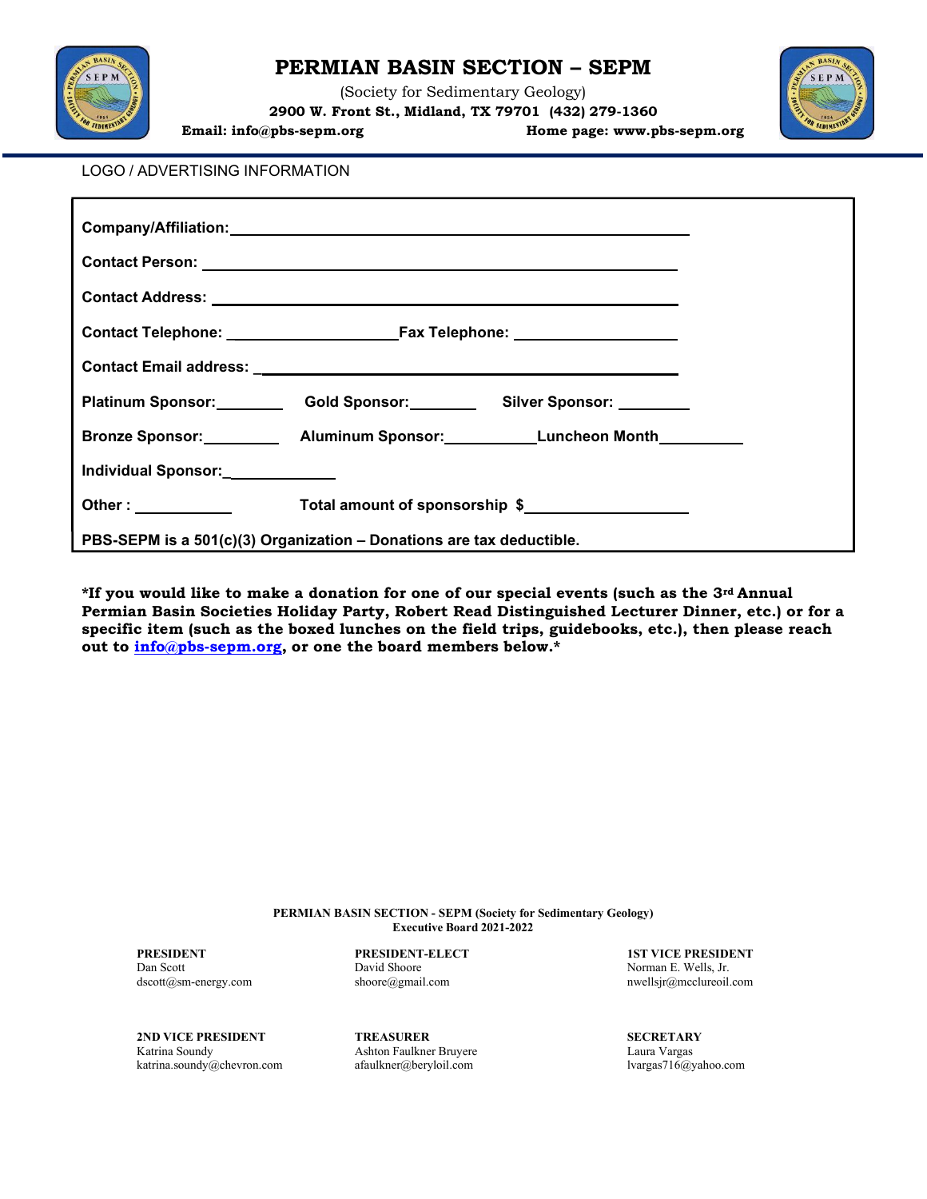# PERMIAN BASIN SECTION – SEPM

(Society for Sedimentary Geology)
**2900 W. Front St., Midland, TX 79701 (432) 279-1360**
**Email: info@pbs-sepm.org** **Home page: www.pbs-sepm.org**

LOGO / ADVERTISING INFORMATION

**Company/Affiliation:** ______________________________________________

**Contact Person:** ______________________________________________

**Contact Address:** ______________________________________________

**Contact Telephone:** ____________________ **Fax Telephone:** ____________________

**Contact Email address:** ______________________________________________

**Platinum Sponsor:** ________ **Gold Sponsor:** ________ **Silver Sponsor:** ________

**Bronze Sponsor:** ________ **Aluminum Sponsor:** __________ **Luncheon Month** __________

**Individual Sponsor:** ____________

**Other :** ___________ **Total amount of sponsorship $** __________________

**PBS-SEPM is a 501(c)(3) Organization – Donations are tax deductible.**

**\*If you would like to make a donation for one of our special events (such as the 3rd Annual Permian Basin Societies Holiday Party, Robert Read Distinguished Lecturer Dinner, etc.) or for a specific item (such as the boxed lunches on the field trips, guidebooks, etc.), then please reach out to info@pbs-sepm.org, or one the board members below.\***

**PERMIAN BASIN SECTION - SEPM (Society for Sedimentary Geology)**
**Executive Board 2021-2022**

**PRESIDENT**
Dan Scott
dscott@sm-energy.com

**PRESIDENT-ELECT**
David Shoore
shoore@gmail.com

**1ST VICE PRESIDENT**
Norman E. Wells, Jr.
nwellsjr@mcclureoil.com

**2ND VICE PRESIDENT**
Katrina Soundy
katrina.soundy@chevron.com

**TREASURER**
Ashton Faulkner Bruyere
afaulkner@beryloil.com

**SECRETARY**
Laura Vargas
lvargas716@yahoo.com